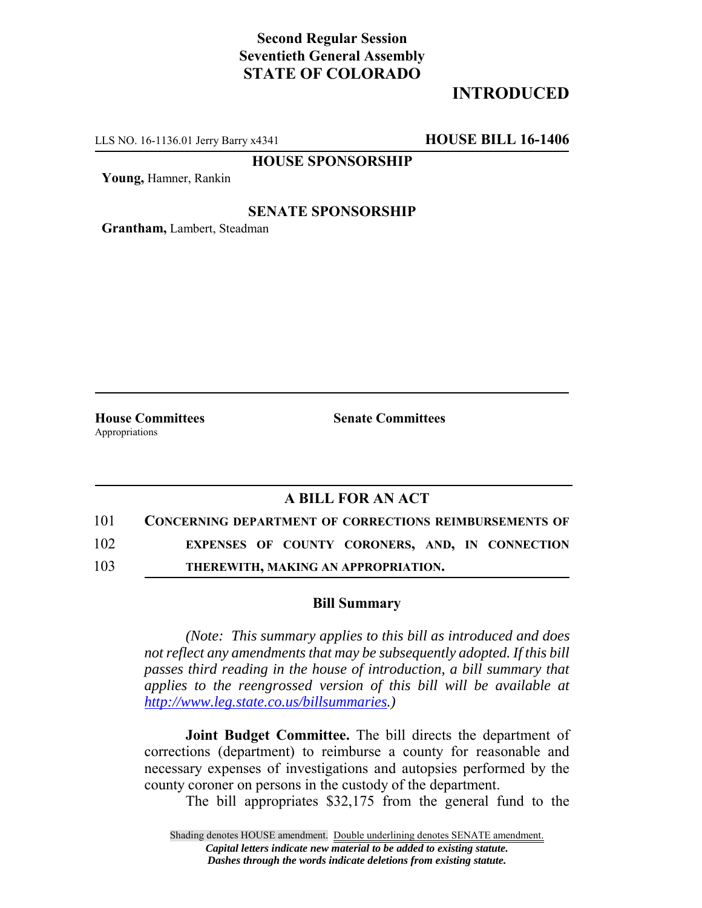**Second Regular Session**
**Seventieth General Assembly**
**STATE OF COLORADO**

## INTRODUCED

LLS NO. 16-1136.01 Jerry Barry x4341 **HOUSE BILL 16-1406**

**HOUSE SPONSORSHIP**

**Young,** Hamner, Rankin

**SENATE SPONSORSHIP**

**Grantham,** Lambert, Steadman

**House Committees**
Appropriations

**Senate Committees**

### A BILL FOR AN ACT

101 **CONCERNING DEPARTMENT OF CORRECTIONS REIMBURSEMENTS OF**
102 **EXPENSES OF COUNTY CORONERS, AND, IN CONNECTION**
103 **THEREWITH, MAKING AN APPROPRIATION.**

### Bill Summary

*(Note: This summary applies to this bill as introduced and does not reflect any amendments that may be subsequently adopted. If this bill passes third reading in the house of introduction, a bill summary that applies to the reengrossed version of this bill will be available at http://www.leg.state.co.us/billsummaries.)*

**Joint Budget Committee.** The bill directs the department of corrections (department) to reimburse a county for reasonable and necessary expenses of investigations and autopsies performed by the county coroner on persons in the custody of the department.

The bill appropriates $32,175 from the general fund to the

Shading denotes HOUSE amendment. Double underlining denotes SENATE amendment.
***Capital letters indicate new material to be added to existing statute.***
***Dashes through the words indicate deletions from existing statute.***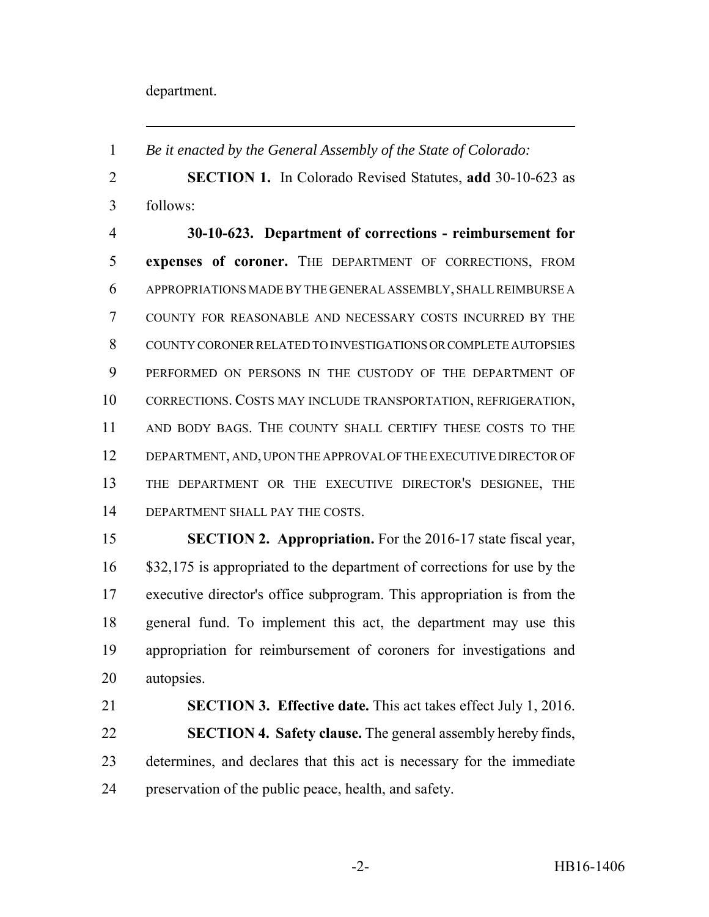department.

---

1 *Be it enacted by the General Assembly of the State of Colorado:*

2 **SECTION 1.** In Colorado Revised Statutes, **add** 30-10-623 as
3 follows:

4 **30-10-623. Department of corrections - reimbursement for**
5 **expenses of coroner.** THE DEPARTMENT OF CORRECTIONS, FROM
6 APPROPRIATIONS MADE BY THE GENERAL ASSEMBLY, SHALL REIMBURSE A
7 COUNTY FOR REASONABLE AND NECESSARY COSTS INCURRED BY THE
8 COUNTY CORONER RELATED TO INVESTIGATIONS OR COMPLETE AUTOPSIES
9 PERFORMED ON PERSONS IN THE CUSTODY OF THE DEPARTMENT OF
10 CORRECTIONS. COSTS MAY INCLUDE TRANSPORTATION, REFRIGERATION,
11 AND BODY BAGS. THE COUNTY SHALL CERTIFY THESE COSTS TO THE
12 DEPARTMENT, AND, UPON THE APPROVAL OF THE EXECUTIVE DIRECTOR OF
13 THE DEPARTMENT OR THE EXECUTIVE DIRECTOR'S DESIGNEE, THE
14 DEPARTMENT SHALL PAY THE COSTS.

15 **SECTION 2. Appropriation.** For the 2016-17 state fiscal year,
16 $32,175 is appropriated to the department of corrections for use by the
17 executive director's office subprogram. This appropriation is from the
18 general fund. To implement this act, the department may use this
19 appropriation for reimbursement of coroners for investigations and
20 autopsies.

21 **SECTION 3. Effective date.** This act takes effect July 1, 2016.

22 **SECTION 4. Safety clause.** The general assembly hereby finds,
23 determines, and declares that this act is necessary for the immediate
24 preservation of the public peace, health, and safety.